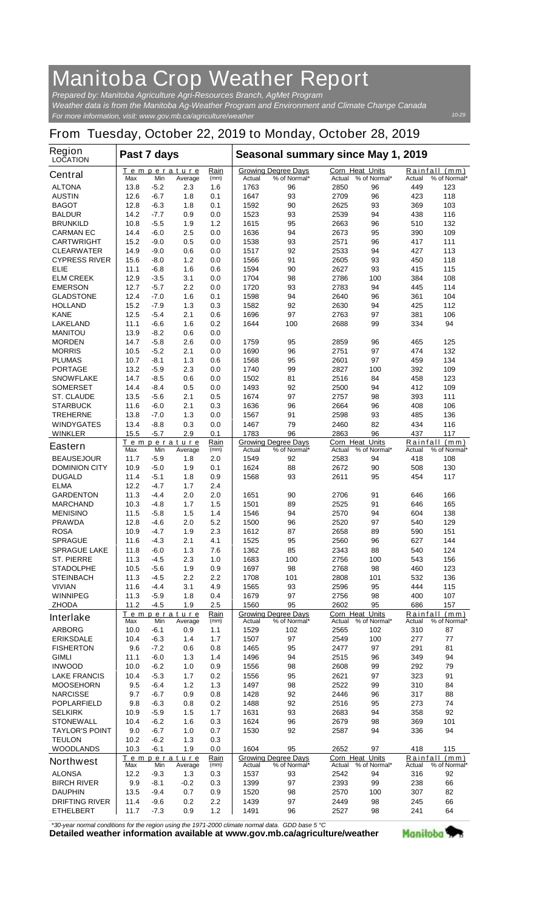# Manitoba Crop Weather Report

*Prepared by: Manitoba Agriculture Agri-Resources Branch, AgMet Program*
*Weather data is from the Manitoba Ag-Weather Program and Environment and Climate Change Canada*
*For more information, visit: www.gov.mb.ca/agriculture/weather*

10-29

## From Tuesday, October 22, 2019 to Monday, October 28, 2019

| Region LOCATION | Past 7 days | | | | Seasonal summary since May 1, 2019 | | | | | |
|---|---|---|---|---|---|---|---|---|---|---|
| | Temperature | | | Rain | Growing Degree Days | | Corn Heat Units | | Rainfall (mm) | |
| **Central** | Max | Min | Average | (mm) | Actual | % of Normal* | Actual | % of Normal* | Actual | % of Normal* |
| ALTONA | 13.8 | -5.2 | 2.3 | 1.6 | 1763 | 96 | 2850 | 96 | 449 | 123 |
| AUSTIN | 12.6 | -6.7 | 1.8 | 0.1 | 1647 | 93 | 2709 | 96 | 423 | 118 |
| BAGOT | 12.8 | -6.3 | 1.8 | 0.1 | 1592 | 90 | 2625 | 93 | 369 | 103 |
| BALDUR | 14.2 | -7.7 | 0.9 | 0.0 | 1523 | 93 | 2539 | 94 | 438 | 116 |
| BRUNKILD | 10.8 | -5.5 | 1.9 | 1.2 | 1615 | 95 | 2663 | 96 | 510 | 132 |
| CARMAN EC | 14.4 | -6.0 | 2.5 | 0.0 | 1636 | 94 | 2673 | 95 | 390 | 109 |
| CARTWRIGHT | 15.2 | -9.0 | 0.5 | 0.0 | 1538 | 93 | 2571 | 96 | 417 | 111 |
| CLEARWATER | 14.9 | -9.0 | 0.6 | 0.0 | 1517 | 92 | 2533 | 94 | 427 | 113 |
| CYPRESS RIVER | 15.6 | -8.0 | 1.2 | 0.0 | 1566 | 91 | 2605 | 93 | 450 | 118 |
| ELIE | 11.1 | -6.8 | 1.6 | 0.6 | 1594 | 90 | 2627 | 93 | 415 | 115 |
| ELM CREEK | 12.9 | -3.5 | 3.1 | 0.0 | 1704 | 98 | 2786 | 100 | 384 | 108 |
| EMERSON | 12.7 | -5.7 | 2.2 | 0.0 | 1720 | 93 | 2783 | 94 | 445 | 114 |
| GLADSTONE | 12.4 | -7.0 | 1.6 | 0.1 | 1598 | 94 | 2640 | 96 | 361 | 104 |
| HOLLAND | 15.2 | -7.9 | 1.3 | 0.3 | 1582 | 92 | 2630 | 94 | 425 | 112 |
| KANE | 12.5 | -5.4 | 2.1 | 0.6 | 1696 | 97 | 2763 | 97 | 381 | 106 |
| LAKELAND | 11.1 | -6.6 | 1.6 | 0.2 | 1644 | 100 | 2688 | 99 | 334 | 94 |
| MANITOU | 13.9 | -8.2 | 0.6 | 0.0 | | | | | | |
| MORDEN | 14.7 | -5.8 | 2.6 | 0.0 | 1759 | 95 | 2859 | 96 | 465 | 125 |
| MORRIS | 10.5 | -5.2 | 2.1 | 0.0 | 1690 | 96 | 2751 | 97 | 474 | 132 |
| PLUMAS | 10.7 | -8.1 | 1.3 | 0.6 | 1568 | 95 | 2601 | 97 | 459 | 134 |
| PORTAGE | 13.2 | -5.9 | 2.3 | 0.0 | 1740 | 99 | 2827 | 100 | 392 | 109 |
| SNOWFLAKE | 14.7 | -8.5 | 0.6 | 0.0 | 1502 | 81 | 2516 | 84 | 458 | 123 |
| SOMERSET | 14.4 | -8.4 | 0.5 | 0.0 | 1493 | 92 | 2500 | 94 | 412 | 109 |
| ST. CLAUDE | 13.5 | -5.6 | 2.1 | 0.5 | 1674 | 97 | 2757 | 98 | 393 | 111 |
| STARBUCK | 11.6 | -6.0 | 2.1 | 0.3 | 1636 | 96 | 2664 | 96 | 408 | 106 |
| TREHERNE | 13.8 | -7.0 | 1.3 | 0.0 | 1567 | 91 | 2598 | 93 | 485 | 136 |
| WINDYGATES | 13.4 | -8.8 | 0.3 | 0.0 | 1467 | 79 | 2460 | 82 | 434 | 116 |
| WINKLER | 15.5 | -5.7 | 2.9 | 0.1 | 1783 | 96 | 2863 | 96 | 437 | 117 |
| **Eastern** | Max | Min | Average | (mm) | Actual | % of Normal* | Actual | % of Normal* | Actual | % of Normal* |
| BEAUSEJOUR | 11.7 | -5.9 | 1.8 | 2.0 | 1549 | 92 | 2583 | 94 | 418 | 108 |
| DOMINION CITY | 10.9 | -5.0 | 1.9 | 0.1 | 1624 | 88 | 2672 | 90 | 508 | 130 |
| DUGALD | 11.4 | -5.1 | 1.8 | 0.9 | 1568 | 93 | 2611 | 95 | 454 | 117 |
| ELMA | 12.2 | -4.7 | 1.7 | 2.4 | | | | | | |
| GARDENTON | 11.3 | -4.4 | 2.0 | 2.0 | 1651 | 90 | 2706 | 91 | 646 | 166 |
| MARCHAND | 10.3 | -4.8 | 1.7 | 1.5 | 1501 | 89 | 2525 | 91 | 646 | 165 |
| MENISINO | 11.5 | -5.8 | 1.5 | 1.4 | 1546 | 94 | 2570 | 94 | 604 | 138 |
| PRAWDA | 12.8 | -4.6 | 2.0 | 5.2 | 1500 | 96 | 2520 | 97 | 540 | 129 |
| ROSA | 10.9 | -4.7 | 1.9 | 2.3 | 1612 | 87 | 2658 | 89 | 590 | 151 |
| SPRAGUE | 11.6 | -4.3 | 2.1 | 4.1 | 1525 | 95 | 2560 | 96 | 627 | 144 |
| SPRAGUE LAKE | 11.8 | -6.0 | 1.3 | 7.6 | 1362 | 85 | 2343 | 88 | 540 | 124 |
| ST. PIERRE | 11.3 | -4.5 | 2.3 | 1.0 | 1683 | 100 | 2756 | 100 | 543 | 156 |
| STADOLPHE | 10.5 | -5.6 | 1.9 | 0.9 | 1697 | 98 | 2768 | 98 | 460 | 123 |
| STEINBACH | 11.3 | -4.5 | 2.2 | 2.2 | 1708 | 101 | 2808 | 101 | 532 | 136 |
| VIVIAN | 11.6 | -4.4 | 3.1 | 4.9 | 1565 | 93 | 2596 | 95 | 444 | 115 |
| WINNIPEG | 11.3 | -5.9 | 1.8 | 0.4 | 1679 | 97 | 2756 | 98 | 400 | 107 |
| ZHODA | 11.2 | -4.5 | 1.9 | 2.5 | 1560 | 95 | 2602 | 95 | 686 | 157 |
| **Interlake** | Max | Min | Average | (mm) | Actual | % of Normal* | Actual | % of Normal* | Actual | % of Normal* |
| ARBORG | 10.0 | -6.1 | 0.9 | 1.1 | 1529 | 102 | 2565 | 102 | 310 | 87 |
| ERIKSDALE | 10.4 | -6.3 | 1.4 | 1.7 | 1507 | 97 | 2549 | 100 | 277 | 77 |
| FISHERTON | 9.6 | -7.2 | 0.6 | 0.8 | 1465 | 95 | 2477 | 97 | 291 | 81 |
| GIMLI | 11.1 | -6.0 | 1.3 | 1.4 | 1496 | 94 | 2515 | 96 | 349 | 94 |
| INWOOD | 10.0 | -6.2 | 1.0 | 0.9 | 1556 | 98 | 2608 | 99 | 292 | 79 |
| LAKE FRANCIS | 10.4 | -5.3 | 1.7 | 0.2 | 1556 | 95 | 2621 | 97 | 323 | 91 |
| MOOSEHORN | 9.5 | -6.4 | 1.2 | 1.3 | 1497 | 98 | 2522 | 99 | 310 | 84 |
| NARCISSE | 9.7 | -6.7 | 0.9 | 0.8 | 1428 | 92 | 2446 | 96 | 317 | 88 |
| POPLARFIELD | 9.8 | -6.3 | 0.8 | 0.2 | 1488 | 92 | 2516 | 95 | 273 | 74 |
| SELKIRK | 10.9 | -5.9 | 1.5 | 1.7 | 1631 | 93 | 2683 | 94 | 358 | 92 |
| STONEWALL | 10.4 | -6.2 | 1.6 | 0.3 | 1624 | 96 | 2679 | 98 | 369 | 101 |
| TAYLOR'S POINT | 9.0 | -6.7 | 1.0 | 0.7 | 1530 | 92 | 2587 | 94 | 336 | 94 |
| TEULON | 10.2 | -6.2 | 1.3 | 0.3 | | | | | | |
| WOODLANDS | 10.3 | -6.1 | 1.9 | 0.0 | 1604 | 95 | 2652 | 97 | 418 | 115 |
| **Northwest** | Max | Min | Average | (mm) | Actual | % of Normal* | Actual | % of Normal* | Actual | % of Normal* |
| ALONSA | 12.2 | -9.3 | 1.3 | 0.3 | 1537 | 93 | 2542 | 94 | 316 | 92 |
| BIRCH RIVER | 9.9 | -8.1 | -0.2 | 0.3 | 1399 | 97 | 2393 | 99 | 238 | 66 |
| DAUPHIN | 13.5 | -9.4 | 0.7 | 0.9 | 1520 | 98 | 2570 | 100 | 307 | 82 |
| DRIFTING RIVER | 11.4 | -9.6 | 0.2 | 2.2 | 1439 | 97 | 2449 | 98 | 245 | 66 |
| ETHELBERT | 11.7 | -7.3 | 0.9 | 1.2 | 1491 | 96 | 2527 | 98 | 241 | 64 |

*30-year normal conditions for the region using the 1971-2000 climate normal data. GDD base 5 °C

**Detailed weather information available at www.gov.mb.ca/agriculture/weather**

Manitoba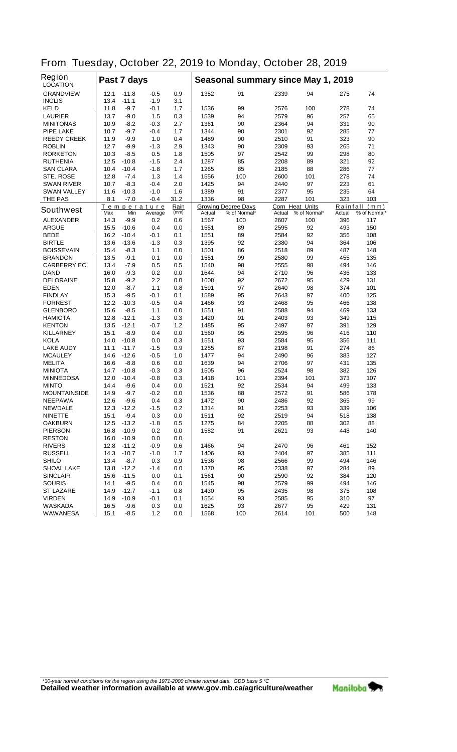# From Tuesday, October 22, 2019 to Monday, October 28, 2019

| Region LOCATION | Past 7 days | | | | Seasonal summary since May 1, 2019 | | | | | |
|---|---|---|---|---|---|---|---|---|---|---|
| GRANDVIEW | 12.1 | -11.8 | -0.5 | 0.9 | 1352 | 91 | 2339 | 94 | 275 | 74 |
| INGLIS | 13.4 | -11.1 | -1.9 | 3.1 | | | | | | |
| KELD | 11.8 | -9.7 | -0.1 | 1.7 | 1536 | 99 | 2576 | 100 | 278 | 74 |
| LAURIER | 13.7 | -9.0 | 1.5 | 0.3 | 1539 | 94 | 2579 | 96 | 257 | 65 |
| MINITONAS | 10.9 | -8.2 | -0.3 | 2.7 | 1361 | 90 | 2364 | 94 | 331 | 90 |
| PIPE LAKE | 10.7 | -9.7 | -0.4 | 1.7 | 1344 | 90 | 2301 | 92 | 285 | 77 |
| REEDY CREEK | 11.9 | -9.9 | 1.0 | 0.4 | 1489 | 90 | 2510 | 91 | 323 | 90 |
| ROBLIN | 12.7 | -9.9 | -1.3 | 2.9 | 1343 | 90 | 2309 | 93 | 265 | 71 |
| RORKETON | 10.3 | -8.5 | 0.5 | 1.8 | 1505 | 97 | 2542 | 99 | 298 | 80 |
| RUTHENIA | 12.5 | -10.8 | -1.5 | 2.4 | 1287 | 85 | 2208 | 89 | 321 | 92 |
| SAN CLARA | 10.4 | -10.4 | -1.8 | 1.7 | 1265 | 85 | 2185 | 88 | 286 | 77 |
| STE. ROSE | 12.8 | -7.4 | 1.3 | 1.4 | 1556 | 100 | 2600 | 101 | 278 | 74 |
| SWAN RIVER | 10.7 | -8.3 | -0.4 | 2.0 | 1425 | 94 | 2440 | 97 | 223 | 61 |
| SWAN VALLEY | 11.6 | -10.3 | -1.0 | 1.6 | 1389 | 91 | 2377 | 95 | 235 | 64 |
| THE PAS | 8.1 | -7.0 | -0.4 | 31.2 | 1336 | 98 | 2287 | 101 | 323 | 103 |
| **Southwest** | Temperature | | | Rain (mm) | Growing Degree Days | | Corn Heat Units | | Rainfall (mm) | |
| | Max | Min | Average | | Actual | % of Normal* | Actual | % of Normal* | Actual | % of Normal* |
| ALEXANDER | 14.3 | -9.9 | 0.2 | 0.6 | 1567 | 100 | 2607 | 100 | 396 | 117 |
| ARGUE | 15.5 | -10.6 | 0.4 | 0.0 | 1551 | 89 | 2595 | 92 | 493 | 150 |
| BEDE | 16.2 | -10.4 | -0.1 | 0.1 | 1551 | 89 | 2584 | 92 | 356 | 108 |
| BIRTLE | 13.6 | -13.6 | -1.3 | 0.3 | 1395 | 92 | 2380 | 94 | 364 | 106 |
| BOISSEVAIN | 15.4 | -8.3 | 1.1 | 0.0 | 1501 | 86 | 2518 | 89 | 487 | 148 |
| BRANDON | 13.5 | -9.1 | 0.1 | 0.0 | 1551 | 99 | 2580 | 99 | 455 | 135 |
| CARBERRY EC | 13.4 | -7.9 | 0.5 | 0.5 | 1540 | 98 | 2555 | 98 | 494 | 146 |
| DAND | 16.0 | -9.3 | 0.2 | 0.0 | 1644 | 94 | 2710 | 96 | 436 | 133 |
| DELORAINE | 15.8 | -9.2 | 2.2 | 0.0 | 1608 | 92 | 2672 | 95 | 429 | 131 |
| EDEN | 12.0 | -8.7 | 1.1 | 0.8 | 1591 | 97 | 2640 | 98 | 374 | 101 |
| FINDLAY | 15.3 | -9.5 | -0.1 | 0.1 | 1589 | 95 | 2643 | 97 | 400 | 125 |
| FORREST | 12.2 | -10.3 | -0.5 | 0.4 | 1466 | 93 | 2468 | 95 | 466 | 138 |
| GLENBORO | 15.6 | -8.5 | 1.1 | 0.0 | 1551 | 91 | 2588 | 94 | 469 | 133 |
| HAMIOTA | 12.8 | -12.1 | -1.3 | 0.3 | 1420 | 91 | 2403 | 93 | 349 | 115 |
| KENTON | 13.5 | -12.1 | -0.7 | 1.2 | 1485 | 95 | 2497 | 97 | 391 | 129 |
| KILLARNEY | 15.1 | -8.9 | 0.4 | 0.0 | 1560 | 95 | 2595 | 96 | 416 | 110 |
| KOLA | 14.0 | -10.8 | 0.0 | 0.3 | 1551 | 93 | 2584 | 95 | 356 | 111 |
| LAKE AUDY | 11.1 | -11.7 | -1.5 | 0.9 | 1255 | 87 | 2198 | 91 | 274 | 86 |
| MCAULEY | 14.6 | -12.6 | -0.5 | 1.0 | 1477 | 94 | 2490 | 96 | 383 | 127 |
| MELITA | 16.6 | -8.8 | 0.6 | 0.0 | 1639 | 94 | 2706 | 97 | 431 | 135 |
| MINIOTA | 14.7 | -10.8 | -0.3 | 0.3 | 1505 | 96 | 2524 | 98 | 382 | 126 |
| MINNEDOSA | 12.0 | -10.4 | -0.8 | 0.3 | 1418 | 101 | 2394 | 101 | 373 | 107 |
| MINTO | 14.4 | -9.6 | 0.4 | 0.0 | 1521 | 92 | 2534 | 94 | 499 | 133 |
| MOUNTAINSIDE | 14.9 | -9.7 | -0.2 | 0.0 | 1536 | 88 | 2572 | 91 | 586 | 178 |
| NEEPAWA | 12.6 | -9.6 | 0.4 | 0.3 | 1472 | 90 | 2486 | 92 | 365 | 99 |
| NEWDALE | 12.3 | -12.2 | -1.5 | 0.2 | 1314 | 91 | 2253 | 93 | 339 | 106 |
| NINETTE | 15.1 | -9.4 | 0.3 | 0.0 | 1511 | 92 | 2519 | 94 | 518 | 138 |
| OAKBURN | 12.5 | -13.2 | -1.8 | 0.5 | 1275 | 84 | 2205 | 88 | 302 | 88 |
| PIERSON | 16.8 | -10.9 | 0.2 | 0.0 | 1582 | 91 | 2621 | 93 | 448 | 140 |
| RESTON | 16.0 | -10.9 | 0.0 | 0.0 | | | | | | |
| RIVERS | 12.8 | -11.2 | -0.9 | 0.6 | 1466 | 94 | 2470 | 96 | 461 | 152 |
| RUSSELL | 14.3 | -10.7 | -1.0 | 1.7 | 1406 | 93 | 2404 | 97 | 385 | 111 |
| SHILO | 13.4 | -8.7 | 0.3 | 0.9 | 1536 | 98 | 2566 | 99 | 494 | 146 |
| SHOAL LAKE | 13.8 | -12.2 | -1.4 | 0.0 | 1370 | 95 | 2338 | 97 | 284 | 89 |
| SINCLAIR | 15.6 | -11.5 | 0.0 | 0.1 | 1561 | 90 | 2590 | 92 | 384 | 120 |
| SOURIS | 14.1 | -9.5 | 0.4 | 0.0 | 1545 | 98 | 2579 | 99 | 494 | 146 |
| ST LAZARE | 14.9 | -12.7 | -1.1 | 0.8 | 1430 | 95 | 2435 | 98 | 375 | 108 |
| VIRDEN | 14.9 | -10.9 | -0.1 | 0.1 | 1554 | 93 | 2585 | 95 | 310 | 97 |
| WASKADA | 16.5 | -9.6 | 0.3 | 0.0 | 1625 | 93 | 2677 | 95 | 429 | 131 |
| WAWANESA | 15.1 | -8.5 | 1.2 | 0.0 | 1568 | 100 | 2614 | 101 | 500 | 148 |

*30-year normal conditions for the region using the 1971-2000 climate normal data. GDD base 5 °C

**Detailed weather information available at www.gov.mb.ca/agriculture/weather**